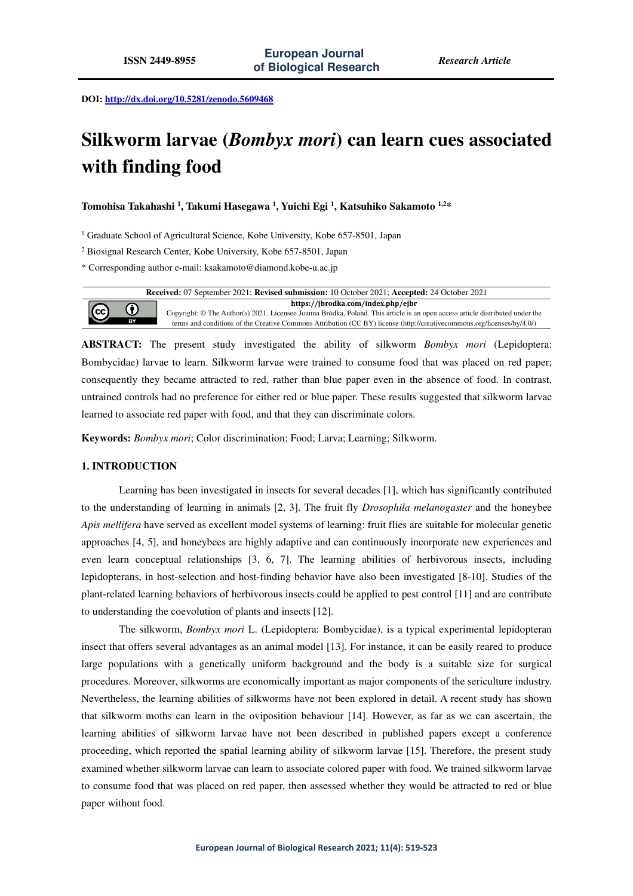ISSN 2449-8955 | European Journal of Biological Research | Research Article

DOI: http://dx.doi.org/10.5281/zenodo.5609468

# Silkworm larvae (*Bombyx mori*) can learn cues associated with finding food

**Tomohisa Takahashi [1], Takumi Hasegawa [1], Yuichi Egi [1], Katsuhiko Sakamoto [1,2*]**

[1] Graduate School of Agricultural Science, Kobe University, Kobe 657-8501, Japan

[2] Biosignal Research Center, Kobe University, Kobe 657-8501, Japan

* Corresponding author e-mail: ksakamoto@diamond.kobe-u.ac.jp

**Received:** 07 September 2021; **Revised submission:** 10 October 2021; **Accepted:** 24 October 2021

**https://jbrodka.com/index.php/ejbr**

Copyright: © The Author(s) 2021. Licensee Joanna Bródka, Poland. This article is an open access article distributed under the terms and conditions of the Creative Commons Attribution (CC BY) license (http://creativecommons.org/licenses/by/4.0/)

**ABSTRACT:** The present study investigated the ability of silkworm *Bombyx mori* (Lepidoptera: Bombycidae) larvae to learn. Silkworm larvae were trained to consume food that was placed on red paper; consequently they became attracted to red, rather than blue paper even in the absence of food. In contrast, untrained controls had no preference for either red or blue paper. These results suggested that silkworm larvae learned to associate red paper with food, and that they can discriminate colors.

**Keywords:** *Bombyx mori*; Color discrimination; Food; Larva; Learning; Silkworm.

## 1. INTRODUCTION

Learning has been investigated in insects for several decades [1], which has significantly contributed to the understanding of learning in animals [2, 3]. The fruit fly *Drosophila melanogaster* and the honeybee *Apis mellifera* have served as excellent model systems of learning: fruit flies are suitable for molecular genetic approaches [4, 5], and honeybees are highly adaptive and can continuously incorporate new experiences and even learn conceptual relationships [3, 6, 7]. The learning abilities of herbivorous insects, including lepidopterans, in host-selection and host-finding behavior have also been investigated [8-10]. Studies of the plant-related learning behaviors of herbivorous insects could be applied to pest control [11] and are contribute to understanding the coevolution of plants and insects [12].

The silkworm, *Bombyx mori* L. (Lepidoptera: Bombycidae), is a typical experimental lepidopteran insect that offers several advantages as an animal model [13]. For instance, it can be easily reared to produce large populations with a genetically uniform background and the body is a suitable size for surgical procedures. Moreover, silkworms are economically important as major components of the sericulture industry. Nevertheless, the learning abilities of silkworms have not been explored in detail. A recent study has shown that silkworm moths can learn in the oviposition behaviour [14]. However, as far as we can ascertain, the learning abilities of silkworm larvae have not been described in published papers except a conference proceeding, which reported the spatial learning ability of silkworm larvae [15]. Therefore, the present study examined whether silkworm larvae can learn to associate colored paper with food. We trained silkworm larvae to consume food that was placed on red paper, then assessed whether they would be attracted to red or blue paper without food.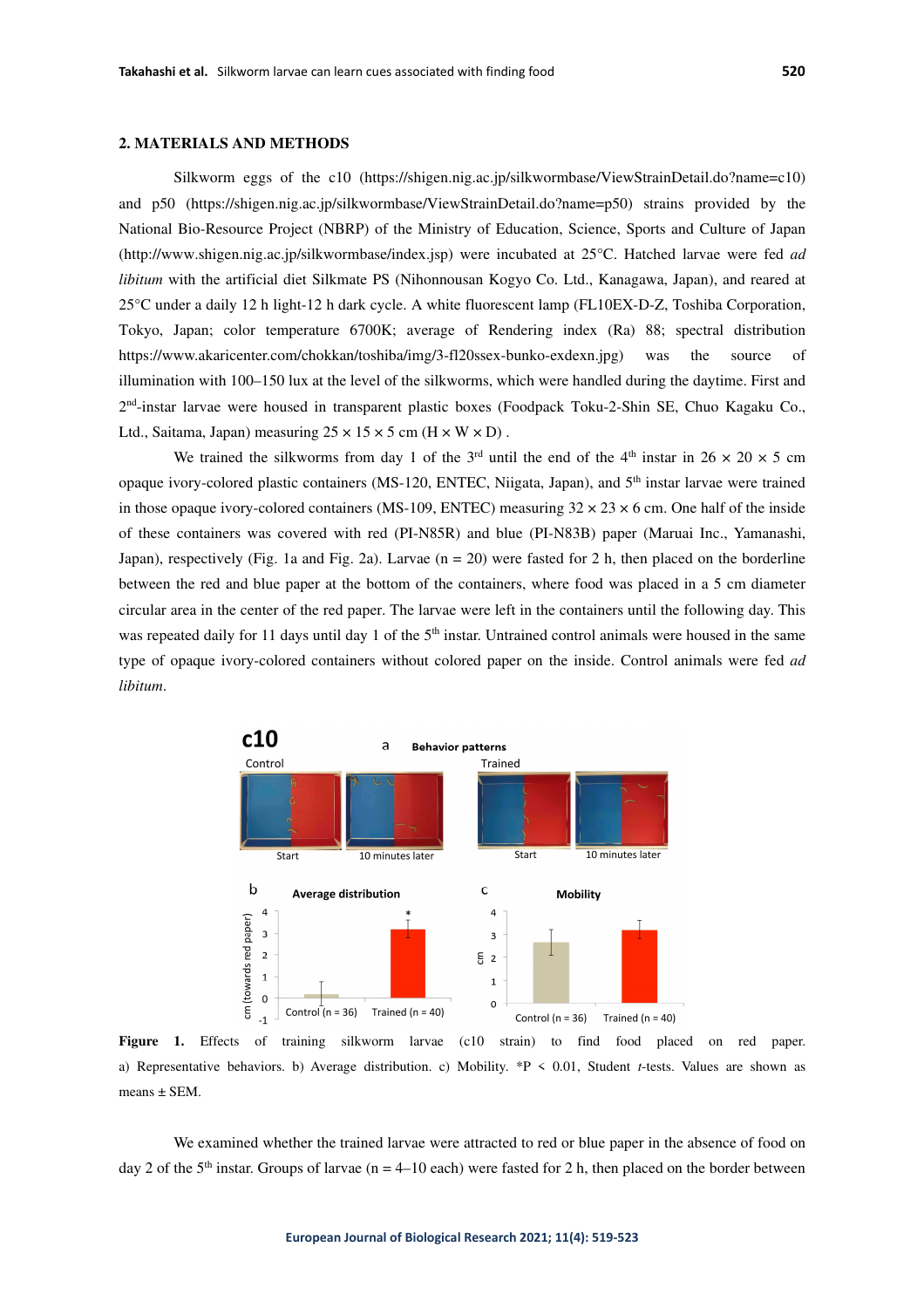## 2. MATERIALS AND METHODS

Silkworm eggs of the c10 (https://shigen.nig.ac.jp/silkwormbase/ViewStrainDetail.do?name=c10) and p50 (https://shigen.nig.ac.jp/silkwormbase/ViewStrainDetail.do?name=p50) strains provided by the National Bio-Resource Project (NBRP) of the Ministry of Education, Science, Sports and Culture of Japan (http://www.shigen.nig.ac.jp/silkwormbase/index.jsp) were incubated at 25°C. Hatched larvae were fed *ad libitum* with the artificial diet Silkmate PS (Nihonnousan Kogyo Co. Ltd., Kanagawa, Japan), and reared at 25°C under a daily 12 h light-12 h dark cycle. A white fluorescent lamp (FL10EX-D-Z, Toshiba Corporation, Tokyo, Japan; color temperature 6700K; average of Rendering index (Ra) 88; spectral distribution https://www.akaricenter.com/chokkan/toshiba/img/3-fl20ssex-bunko-exdexn.jpg) was the source of illumination with 100–150 lux at the level of the silkworms, which were handled during the daytime. First and 2nd-instar larvae were housed in transparent plastic boxes (Foodpack Toku-2-Shin SE, Chuo Kagaku Co., Ltd., Saitama, Japan) measuring 25 × 15 × 5 cm (H × W × D) .

We trained the silkworms from day 1 of the 3rd until the end of the 4th instar in 26 × 20 × 5 cm opaque ivory-colored plastic containers (MS-120, ENTEC, Niigata, Japan), and 5th instar larvae were trained in those opaque ivory-colored containers (MS-109, ENTEC) measuring 32 × 23 × 6 cm. One half of the inside of these containers was covered with red (PI-N85R) and blue (PI-N83B) paper (Maruai Inc., Yamanashi, Japan), respectively (Fig. 1a and Fig. 2a). Larvae (n = 20) were fasted for 2 h, then placed on the borderline between the red and blue paper at the bottom of the containers, where food was placed in a 5 cm diameter circular area in the center of the red paper. The larvae were left in the containers until the following day. This was repeated daily for 11 days until day 1 of the 5th instar. Untrained control animals were housed in the same type of opaque ivory-colored containers without colored paper on the inside. Control animals were fed *ad libitum*.

**Figure 1.** Effects of training silkworm larvae (c10 strain) to find food placed on red paper. a) Representative behaviors. b) Average distribution. c) Mobility. *P < 0.01, Student *t*-tests. Values are shown as means ± SEM.

We examined whether the trained larvae were attracted to red or blue paper in the absence of food on day 2 of the 5th instar. Groups of larvae (n = 4–10 each) were fasted for 2 h, then placed on the border between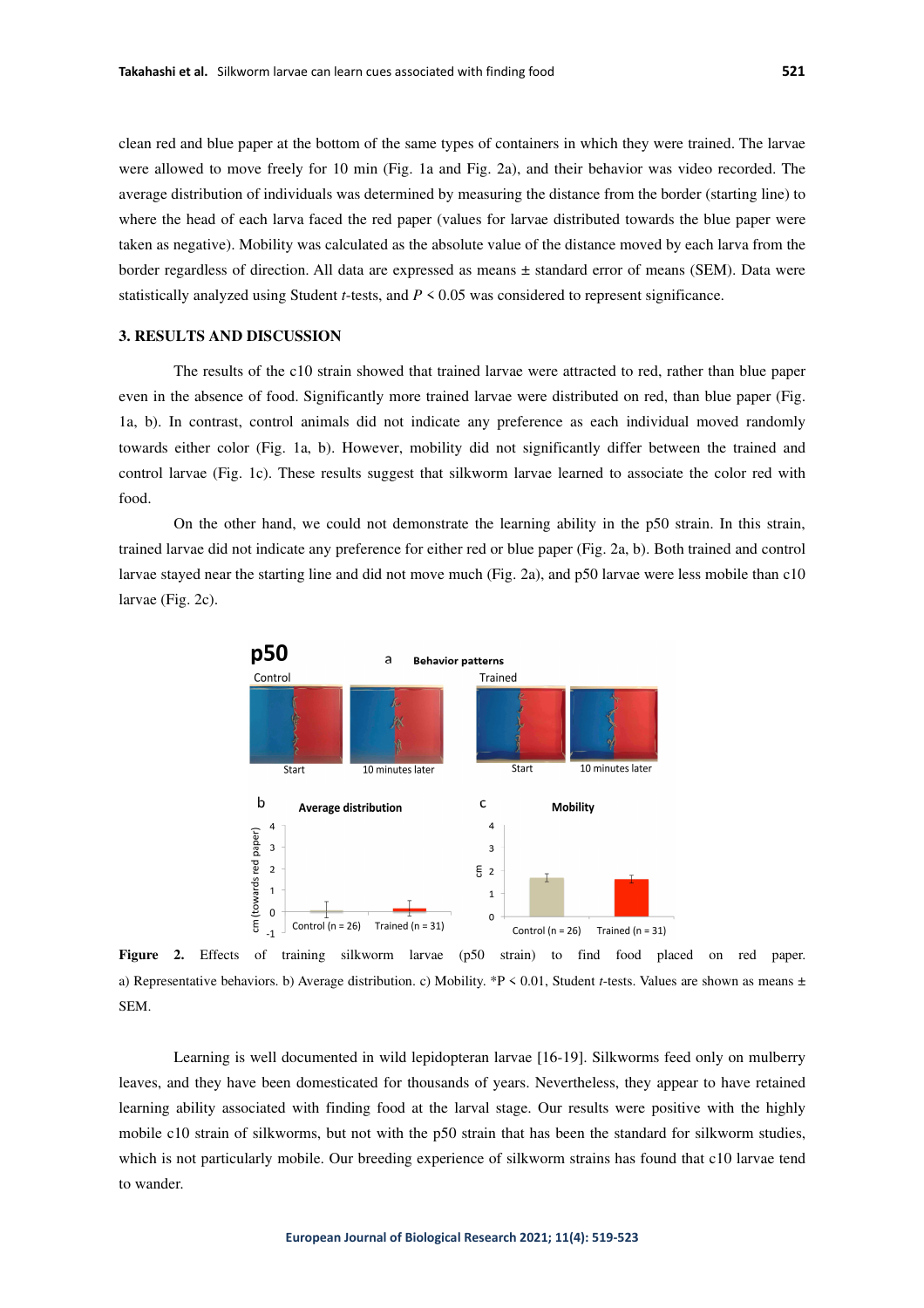clean red and blue paper at the bottom of the same types of containers in which they were trained. The larvae were allowed to move freely for 10 min (Fig. 1a and Fig. 2a), and their behavior was video recorded. The average distribution of individuals was determined by measuring the distance from the border (starting line) to where the head of each larva faced the red paper (values for larvae distributed towards the blue paper were taken as negative). Mobility was calculated as the absolute value of the distance moved by each larva from the border regardless of direction. All data are expressed as means ± standard error of means (SEM). Data were statistically analyzed using Student *t*-tests, and $P < 0.05$ was considered to represent significance.

## 3. RESULTS AND DISCUSSION

The results of the c10 strain showed that trained larvae were attracted to red, rather than blue paper even in the absence of food. Significantly more trained larvae were distributed on red, than blue paper (Fig. 1a, b). In contrast, control animals did not indicate any preference as each individual moved randomly towards either color (Fig. 1a, b). However, mobility did not significantly differ between the trained and control larvae (Fig. 1c). These results suggest that silkworm larvae learned to associate the color red with food.

On the other hand, we could not demonstrate the learning ability in the p50 strain. In this strain, trained larvae did not indicate any preference for either red or blue paper (Fig. 2a, b). Both trained and control larvae stayed near the starting line and did not move much (Fig. 2a), and p50 larvae were less mobile than c10 larvae (Fig. 2c).

**Figure 2.** Effects of training silkworm larvae (p50 strain) to find food placed on red paper. a) Representative behaviors. b) Average distribution. c) Mobility. *P < 0.01, Student *t*-tests. Values are shown as means ± SEM.

Learning is well documented in wild lepidopteran larvae [16-19]. Silkworms feed only on mulberry leaves, and they have been domesticated for thousands of years. Nevertheless, they appear to have retained learning ability associated with finding food at the larval stage. Our results were positive with the highly mobile c10 strain of silkworms, but not with the p50 strain that has been the standard for silkworm studies, which is not particularly mobile. Our breeding experience of silkworm strains has found that c10 larvae tend to wander.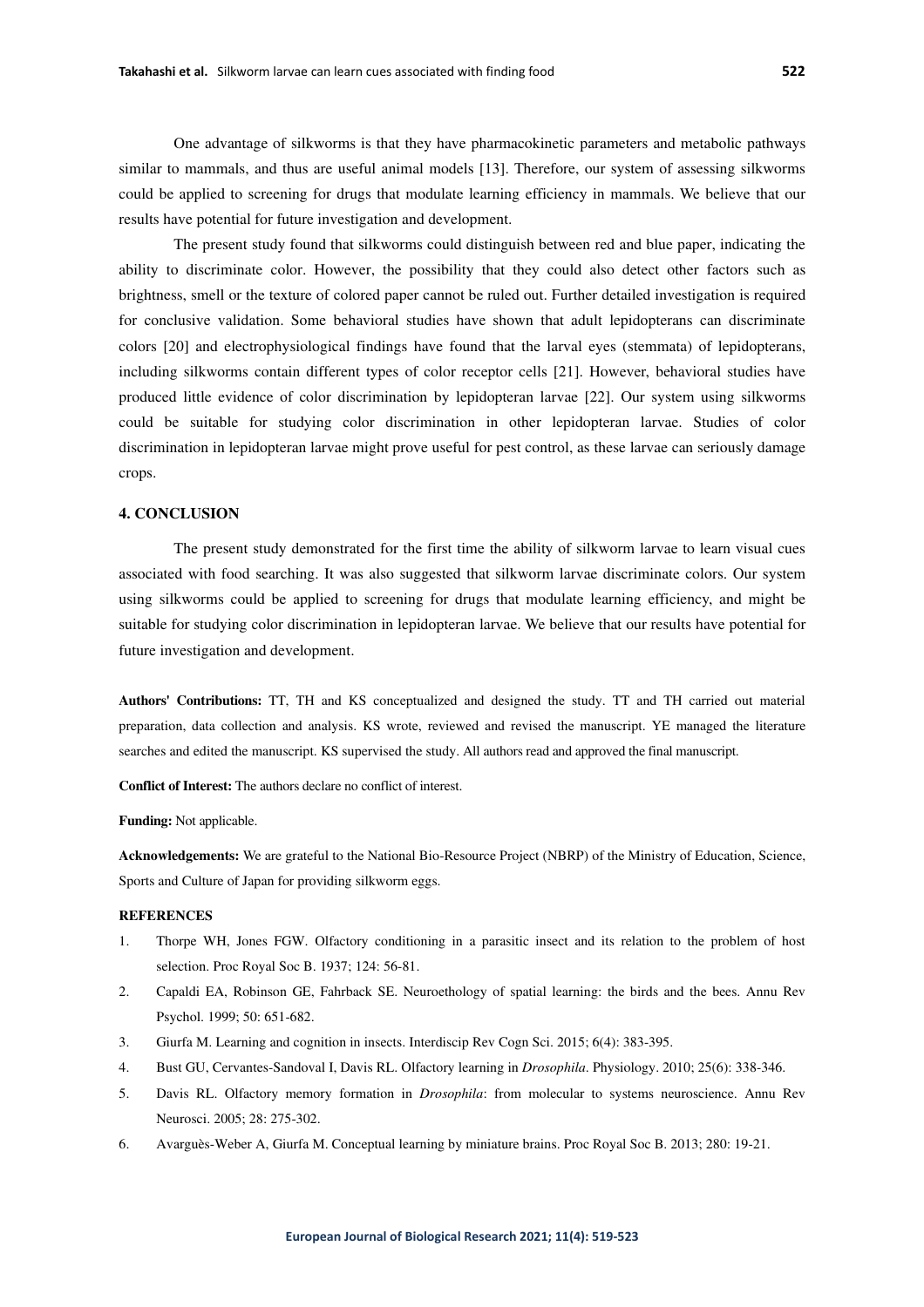One advantage of silkworms is that they have pharmacokinetic parameters and metabolic pathways similar to mammals, and thus are useful animal models [13]. Therefore, our system of assessing silkworms could be applied to screening for drugs that modulate learning efficiency in mammals. We believe that our results have potential for future investigation and development.

The present study found that silkworms could distinguish between red and blue paper, indicating the ability to discriminate color. However, the possibility that they could also detect other factors such as brightness, smell or the texture of colored paper cannot be ruled out. Further detailed investigation is required for conclusive validation. Some behavioral studies have shown that adult lepidopterans can discriminate colors [20] and electrophysiological findings have found that the larval eyes (stemmata) of lepidopterans, including silkworms contain different types of color receptor cells [21]. However, behavioral studies have produced little evidence of color discrimination by lepidopteran larvae [22]. Our system using silkworms could be suitable for studying color discrimination in other lepidopteran larvae. Studies of color discrimination in lepidopteran larvae might prove useful for pest control, as these larvae can seriously damage crops.

## 4. CONCLUSION

The present study demonstrated for the first time the ability of silkworm larvae to learn visual cues associated with food searching. It was also suggested that silkworm larvae discriminate colors. Our system using silkworms could be applied to screening for drugs that modulate learning efficiency, and might be suitable for studying color discrimination in lepidopteran larvae. We believe that our results have potential for future investigation and development.

**Authors' Contributions:** TT, TH and KS conceptualized and designed the study. TT and TH carried out material preparation, data collection and analysis. KS wrote, reviewed and revised the manuscript. YE managed the literature searches and edited the manuscript. KS supervised the study. All authors read and approved the final manuscript.

**Conflict of Interest:** The authors declare no conflict of interest.

**Funding:** Not applicable.

**Acknowledgements:** We are grateful to the National Bio-Resource Project (NBRP) of the Ministry of Education, Science, Sports and Culture of Japan for providing silkworm eggs.

**REFERENCES**

1. Thorpe WH, Jones FGW. Olfactory conditioning in a parasitic insect and its relation to the problem of host selection. Proc Royal Soc B. 1937; 124: 56-81.
2. Capaldi EA, Robinson GE, Fahrback SE. Neuroethology of spatial learning: the birds and the bees. Annu Rev Psychol. 1999; 50: 651-682.
3. Giurfa M. Learning and cognition in insects. Interdiscip Rev Cogn Sci. 2015; 6(4): 383-395.
4. Bust GU, Cervantes-Sandoval I, Davis RL. Olfactory learning in *Drosophila*. Physiology. 2010; 25(6): 338-346.
5. Davis RL. Olfactory memory formation in *Drosophila*: from molecular to systems neuroscience. Annu Rev Neurosci. 2005; 28: 275-302.
6. Avarguès-Weber A, Giurfa M. Conceptual learning by miniature brains. Proc Royal Soc B. 2013; 280: 19-21.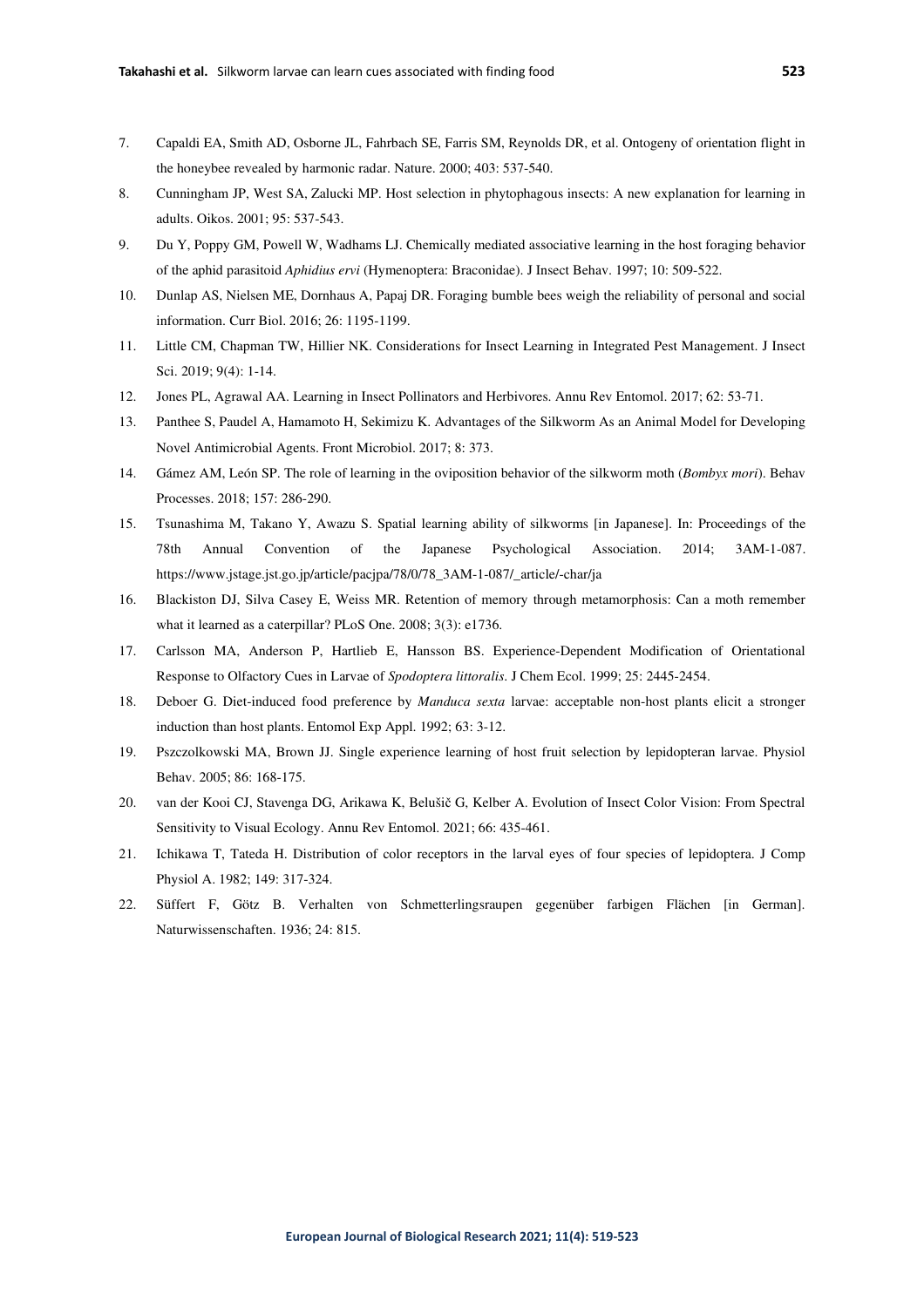7. Capaldi EA, Smith AD, Osborne JL, Fahrbach SE, Farris SM, Reynolds DR, et al. Ontogeny of orientation flight in the honeybee revealed by harmonic radar. Nature. 2000; 403: 537-540.
8. Cunningham JP, West SA, Zalucki MP. Host selection in phytophagous insects: A new explanation for learning in adults. Oikos. 2001; 95: 537-543.
9. Du Y, Poppy GM, Powell W, Wadhams LJ. Chemically mediated associative learning in the host foraging behavior of the aphid parasitoid *Aphidius ervi* (Hymenoptera: Braconidae). J Insect Behav. 1997; 10: 509-522.
10. Dunlap AS, Nielsen ME, Dornhaus A, Papaj DR. Foraging bumble bees weigh the reliability of personal and social information. Curr Biol. 2016; 26: 1195-1199.
11. Little CM, Chapman TW, Hillier NK. Considerations for Insect Learning in Integrated Pest Management. J Insect Sci. 2019; 9(4): 1-14.
12. Jones PL, Agrawal AA. Learning in Insect Pollinators and Herbivores. Annu Rev Entomol. 2017; 62: 53-71.
13. Panthee S, Paudel A, Hamamoto H, Sekimizu K. Advantages of the Silkworm As an Animal Model for Developing Novel Antimicrobial Agents. Front Microbiol. 2017; 8: 373.
14. Gámez AM, León SP. The role of learning in the oviposition behavior of the silkworm moth (*Bombyx mori*). Behav Processes. 2018; 157: 286-290.
15. Tsunashima M, Takano Y, Awazu S. Spatial learning ability of silkworms [in Japanese]. In: Proceedings of the 78th Annual Convention of the Japanese Psychological Association. 2014; 3AM-1-087. https://www.jstage.jst.go.jp/article/pacjpa/78/0/78_3AM-1-087/_article/-char/ja
16. Blackiston DJ, Silva Casey E, Weiss MR. Retention of memory through metamorphosis: Can a moth remember what it learned as a caterpillar? PLoS One. 2008; 3(3): e1736.
17. Carlsson MA, Anderson P, Hartlieb E, Hansson BS. Experience-Dependent Modification of Orientational Response to Olfactory Cues in Larvae of *Spodoptera littoralis*. J Chem Ecol. 1999; 25: 2445-2454.
18. Deboer G. Diet-induced food preference by *Manduca sexta* larvae: acceptable non-host plants elicit a stronger induction than host plants. Entomol Exp Appl. 1992; 63: 3-12.
19. Pszczolkowski MA, Brown JJ. Single experience learning of host fruit selection by lepidopteran larvae. Physiol Behav. 2005; 86: 168-175.
20. van der Kooi CJ, Stavenga DG, Arikawa K, Belušič G, Kelber A. Evolution of Insect Color Vision: From Spectral Sensitivity to Visual Ecology. Annu Rev Entomol. 2021; 66: 435-461.
21. Ichikawa T, Tateda H. Distribution of color receptors in the larval eyes of four species of lepidoptera. J Comp Physiol A. 1982; 149: 317-324.
22. Süffert F, Götz B. Verhalten von Schmetterlingsraupen gegenüber farbigen Flächen [in German]. Naturwissenschaften. 1936; 24: 815.